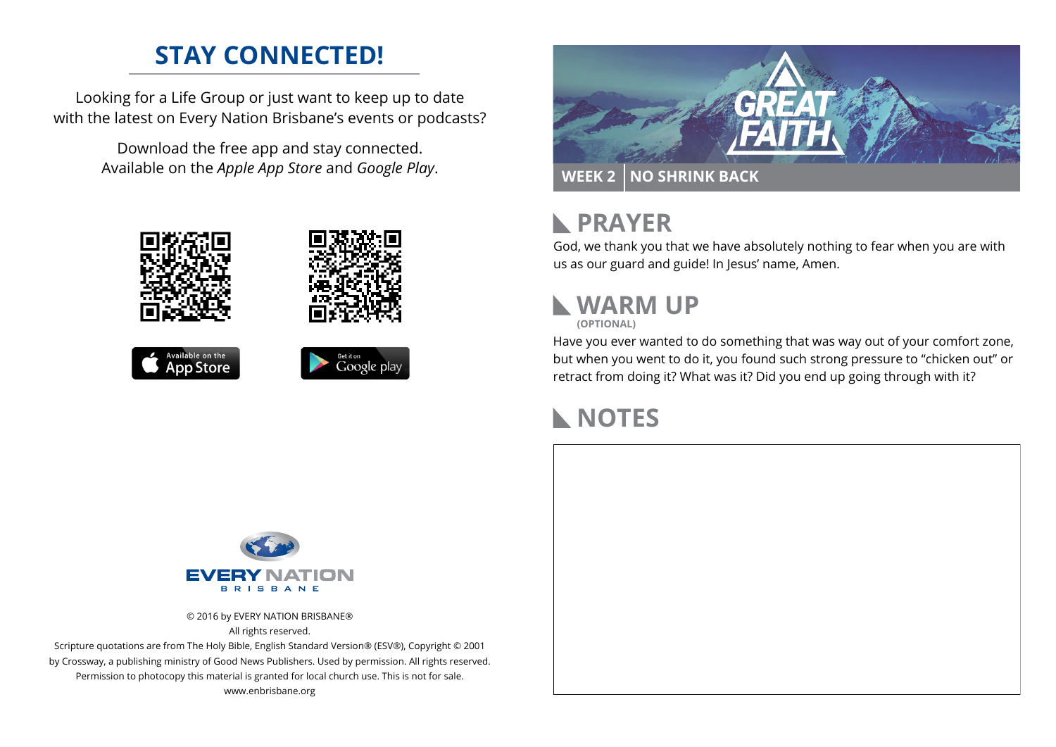## STAY CONNECTED!

Looking for a Life Group or just want to keep up to date with the latest on Every Nation Brisbane's events or podcasts?

Download the free app and stay connected. Available on the *Apple App Store* and *Google Play*.

Available on the App Store

Get it on Google play

EVERY NATION BRISBANE

© 2016 by EVERY NATION BRISBANE®
All rights reserved.
Scripture quotations are from The Holy Bible, English Standard Version® (ESV®), Copyright © 2001 by Crossway, a publishing ministry of Good News Publishers. Used by permission. All rights reserved.
Permission to photocopy this material is granted for local church use. This is not for sale.
www.enbrisbane.org

# GREAT FAITH

**WEEK 2 | NO SHRINK BACK**

## PRAYER

God, we thank you that we have absolutely nothing to fear when you are with us as our guard and guide! In Jesus' name, Amen.

## WARM UP

**(OPTIONAL)**

Have you ever wanted to do something that was way out of your comfort zone, but when you went to do it, you found such strong pressure to "chicken out" or retract from doing it? What was it? Did you end up going through with it?

## NOTES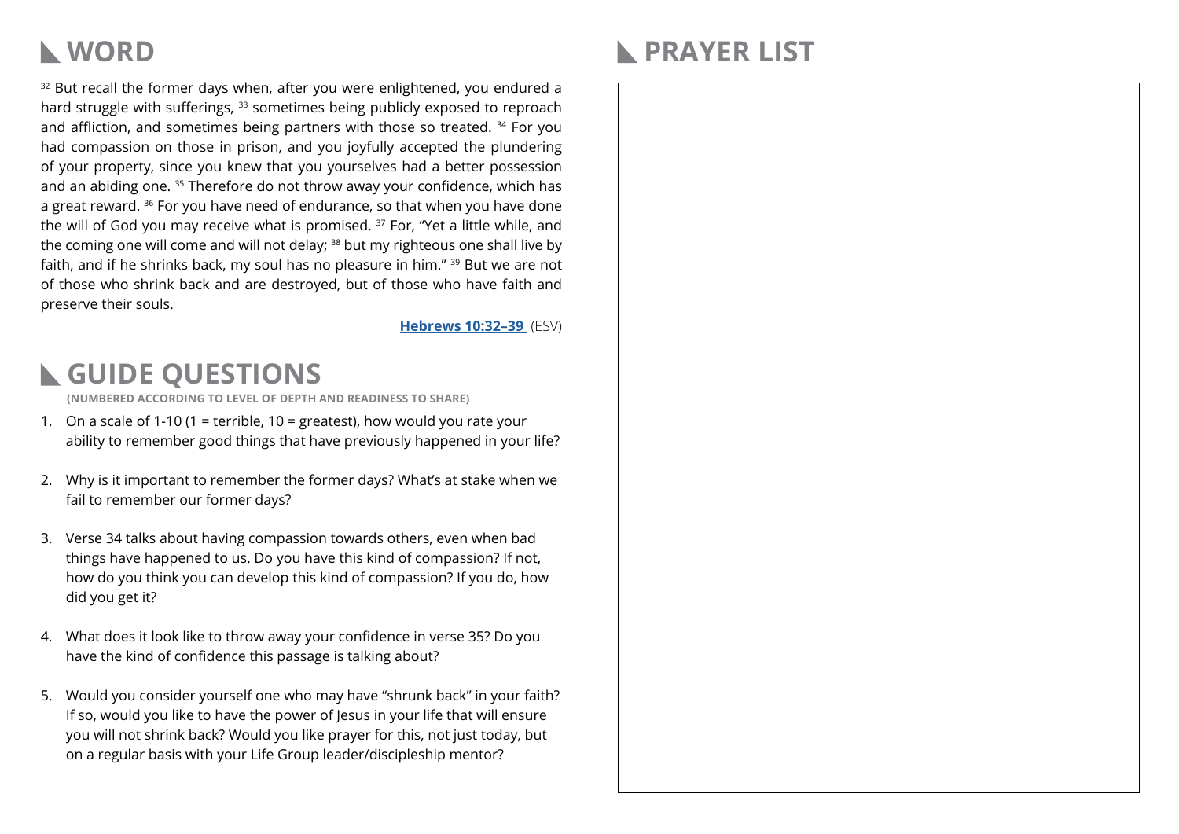## WORD

[32] But recall the former days when, after you were enlightened, you endured a hard struggle with sufferings, [33] sometimes being publicly exposed to reproach and affliction, and sometimes being partners with those so treated. [34] For you had compassion on those in prison, and you joyfully accepted the plundering of your property, since you knew that you yourselves had a better possession and an abiding one. [35] Therefore do not throw away your confidence, which has a great reward. [36] For you have need of endurance, so that when you have done the will of God you may receive what is promised. [37] For, "Yet a little while, and the coming one will come and will not delay; [38] but my righteous one shall live by faith, and if he shrinks back, my soul has no pleasure in him." [39] But we are not of those who shrink back and are destroyed, but of those who have faith and preserve their souls.

**Hebrews 10:32–39** (ESV)

## GUIDE QUESTIONS

**(NUMBERED ACCORDING TO LEVEL OF DEPTH AND READINESS TO SHARE)**

1. On a scale of 1-10 (1 = terrible, 10 = greatest), how would you rate your ability to remember good things that have previously happened in your life?
2. Why is it important to remember the former days? What's at stake when we fail to remember our former days?
3. Verse 34 talks about having compassion towards others, even when bad things have happened to us. Do you have this kind of compassion? If not, how do you think you can develop this kind of compassion? If you do, how did you get it?
4. What does it look like to throw away your confidence in verse 35? Do you have the kind of confidence this passage is talking about?
5. Would you consider yourself one who may have "shrunk back" in your faith? If so, would you like to have the power of Jesus in your life that will ensure you will not shrink back? Would you like prayer for this, not just today, but on a regular basis with your Life Group leader/discipleship mentor?

## PRAYER LIST